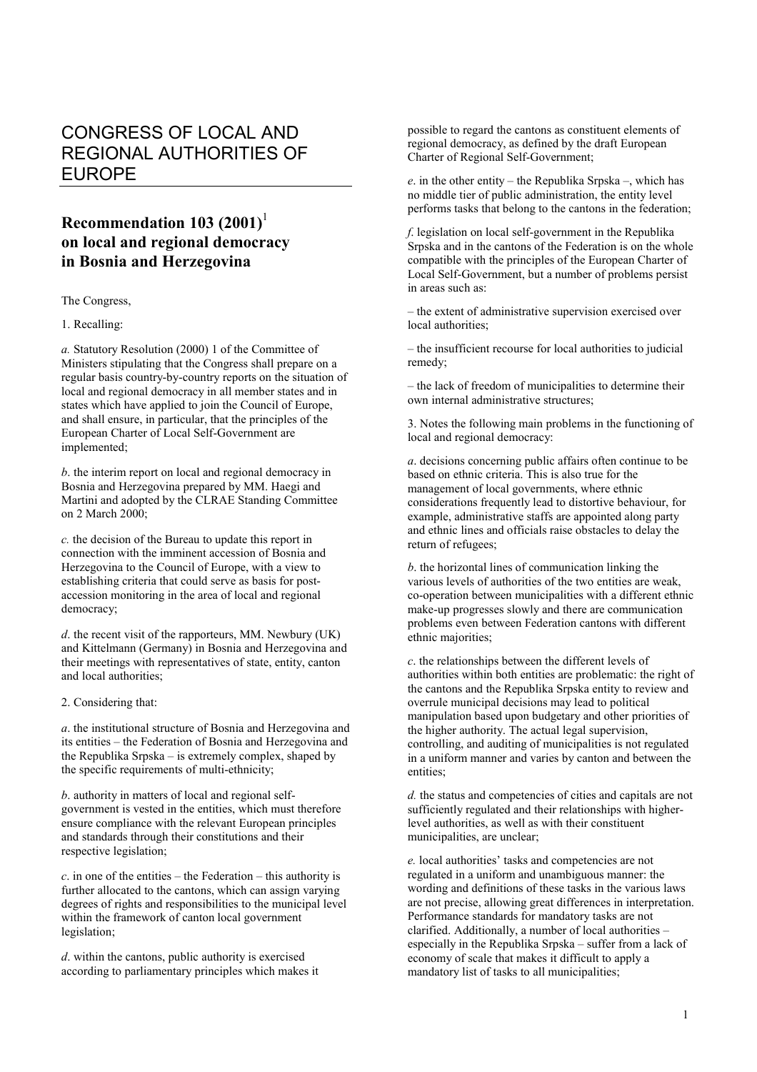# CONGRESS OF LOCAL AND REGIONAL AUTHORITIES OF EUROPE

## Recommendation 103 (2001)[1] on local and regional democracy in Bosnia and Herzegovina

The Congress,

1. Recalling:

*a.* Statutory Resolution (2000) 1 of the Committee of Ministers stipulating that the Congress shall prepare on a regular basis country-by-country reports on the situation of local and regional democracy in all member states and in states which have applied to join the Council of Europe, and shall ensure, in particular, that the principles of the European Charter of Local Self-Government are implemented;

*b*. the interim report on local and regional democracy in Bosnia and Herzegovina prepared by MM. Haegi and Martini and adopted by the CLRAE Standing Committee on 2 March 2000;

*c.* the decision of the Bureau to update this report in connection with the imminent accession of Bosnia and Herzegovina to the Council of Europe, with a view to establishing criteria that could serve as basis for post-accession monitoring in the area of local and regional democracy;

*d*. the recent visit of the rapporteurs, MM. Newbury (UK) and Kittelmann (Germany) in Bosnia and Herzegovina and their meetings with representatives of state, entity, canton and local authorities;

2. Considering that:

*a*. the institutional structure of Bosnia and Herzegovina and its entities – the Federation of Bosnia and Herzegovina and the Republika Srpska – is extremely complex, shaped by the specific requirements of multi-ethnicity;

*b*. authority in matters of local and regional self-government is vested in the entities, which must therefore ensure compliance with the relevant European principles and standards through their constitutions and their respective legislation;

*c*. in one of the entities – the Federation – this authority is further allocated to the cantons, which can assign varying degrees of rights and responsibilities to the municipal level within the framework of canton local government legislation;

*d*. within the cantons, public authority is exercised according to parliamentary principles which makes it possible to regard the cantons as constituent elements of regional democracy, as defined by the draft European Charter of Regional Self-Government;

*e*. in the other entity – the Republika Srpska –, which has no middle tier of public administration, the entity level performs tasks that belong to the cantons in the federation;

*f*. legislation on local self-government in the Republika Srpska and in the cantons of the Federation is on the whole compatible with the principles of the European Charter of Local Self-Government, but a number of problems persist in areas such as:

– the extent of administrative supervision exercised over local authorities;

– the insufficient recourse for local authorities to judicial remedy;

– the lack of freedom of municipalities to determine their own internal administrative structures;

3. Notes the following main problems in the functioning of local and regional democracy:

*a*. decisions concerning public affairs often continue to be based on ethnic criteria. This is also true for the management of local governments, where ethnic considerations frequently lead to distortive behaviour, for example, administrative staffs are appointed along party and ethnic lines and officials raise obstacles to delay the return of refugees;

*b*. the horizontal lines of communication linking the various levels of authorities of the two entities are weak, co-operation between municipalities with a different ethnic make-up progresses slowly and there are communication problems even between Federation cantons with different ethnic majorities;

*c*. the relationships between the different levels of authorities within both entities are problematic: the right of the cantons and the Republika Srpska entity to review and overrule municipal decisions may lead to political manipulation based upon budgetary and other priorities of the higher authority. The actual legal supervision, controlling, and auditing of municipalities is not regulated in a uniform manner and varies by canton and between the entities;

*d.* the status and competencies of cities and capitals are not sufficiently regulated and their relationships with higher-level authorities, as well as with their constituent municipalities, are unclear;

*e.* local authorities' tasks and competencies are not regulated in a uniform and unambiguous manner: the wording and definitions of these tasks in the various laws are not precise, allowing great differences in interpretation. Performance standards for mandatory tasks are not clarified. Additionally, a number of local authorities – especially in the Republika Srpska – suffer from a lack of economy of scale that makes it difficult to apply a mandatory list of tasks to all municipalities;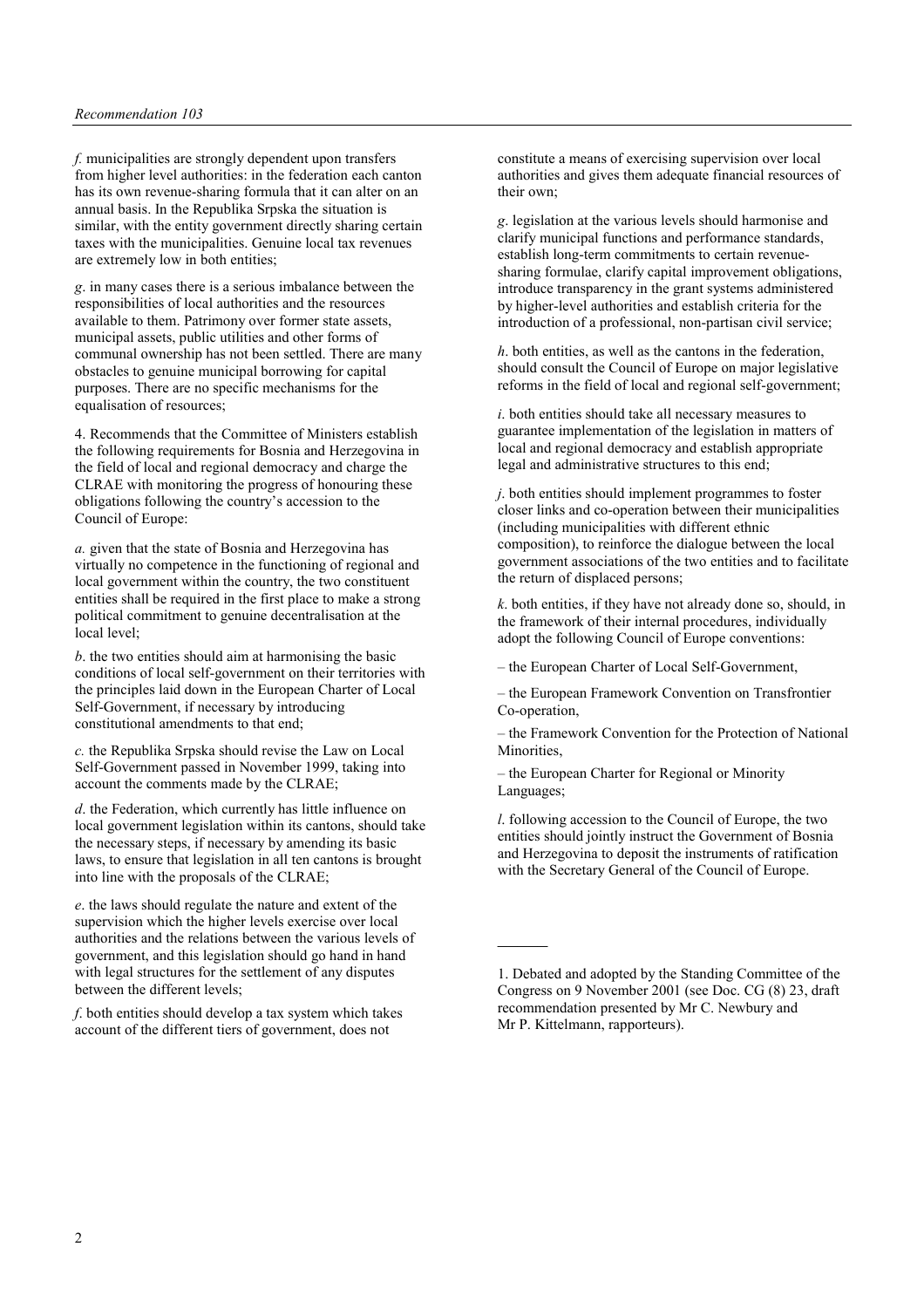*f.* municipalities are strongly dependent upon transfers from higher level authorities: in the federation each canton has its own revenue-sharing formula that it can alter on an annual basis. In the Republika Srpska the situation is similar, with the entity government directly sharing certain taxes with the municipalities. Genuine local tax revenues are extremely low in both entities;

*g*. in many cases there is a serious imbalance between the responsibilities of local authorities and the resources available to them. Patrimony over former state assets, municipal assets, public utilities and other forms of communal ownership has not been settled. There are many obstacles to genuine municipal borrowing for capital purposes. There are no specific mechanisms for the equalisation of resources;

4. Recommends that the Committee of Ministers establish the following requirements for Bosnia and Herzegovina in the field of local and regional democracy and charge the CLRAE with monitoring the progress of honouring these obligations following the country's accession to the Council of Europe:

*a.* given that the state of Bosnia and Herzegovina has virtually no competence in the functioning of regional and local government within the country, the two constituent entities shall be required in the first place to make a strong political commitment to genuine decentralisation at the local level;

*b*. the two entities should aim at harmonising the basic conditions of local self-government on their territories with the principles laid down in the European Charter of Local Self-Government, if necessary by introducing constitutional amendments to that end;

*c.* the Republika Srpska should revise the Law on Local Self-Government passed in November 1999, taking into account the comments made by the CLRAE;

*d*. the Federation, which currently has little influence on local government legislation within its cantons, should take the necessary steps, if necessary by amending its basic laws, to ensure that legislation in all ten cantons is brought into line with the proposals of the CLRAE;

*e*. the laws should regulate the nature and extent of the supervision which the higher levels exercise over local authorities and the relations between the various levels of government, and this legislation should go hand in hand with legal structures for the settlement of any disputes between the different levels;

*f*. both entities should develop a tax system which takes account of the different tiers of government, does not constitute a means of exercising supervision over local authorities and gives them adequate financial resources of their own;

*g*. legislation at the various levels should harmonise and clarify municipal functions and performance standards, establish long-term commitments to certain revenue-sharing formulae, clarify capital improvement obligations, introduce transparency in the grant systems administered by higher-level authorities and establish criteria for the introduction of a professional, non-partisan civil service;

*h*. both entities, as well as the cantons in the federation, should consult the Council of Europe on major legislative reforms in the field of local and regional self-government;

*i*. both entities should take all necessary measures to guarantee implementation of the legislation in matters of local and regional democracy and establish appropriate legal and administrative structures to this end;

*j*. both entities should implement programmes to foster closer links and co-operation between their municipalities (including municipalities with different ethnic composition), to reinforce the dialogue between the local government associations of the two entities and to facilitate the return of displaced persons;

*k*. both entities, if they have not already done so, should, in the framework of their internal procedures, individually adopt the following Council of Europe conventions:

– the European Charter of Local Self-Government,

– the European Framework Convention on Transfrontier Co-operation,

– the Framework Convention for the Protection of National Minorities,

– the European Charter for Regional or Minority Languages;

*l*. following accession to the Council of Europe, the two entities should jointly instruct the Government of Bosnia and Herzegovina to deposit the instruments of ratification with the Secretary General of the Council of Europe.

---

1. Debated and adopted by the Standing Committee of the Congress on 9 November 2001 (see Doc. CG (8) 23, draft recommendation presented by Mr C. Newbury and Mr P. Kittelmann, rapporteurs).